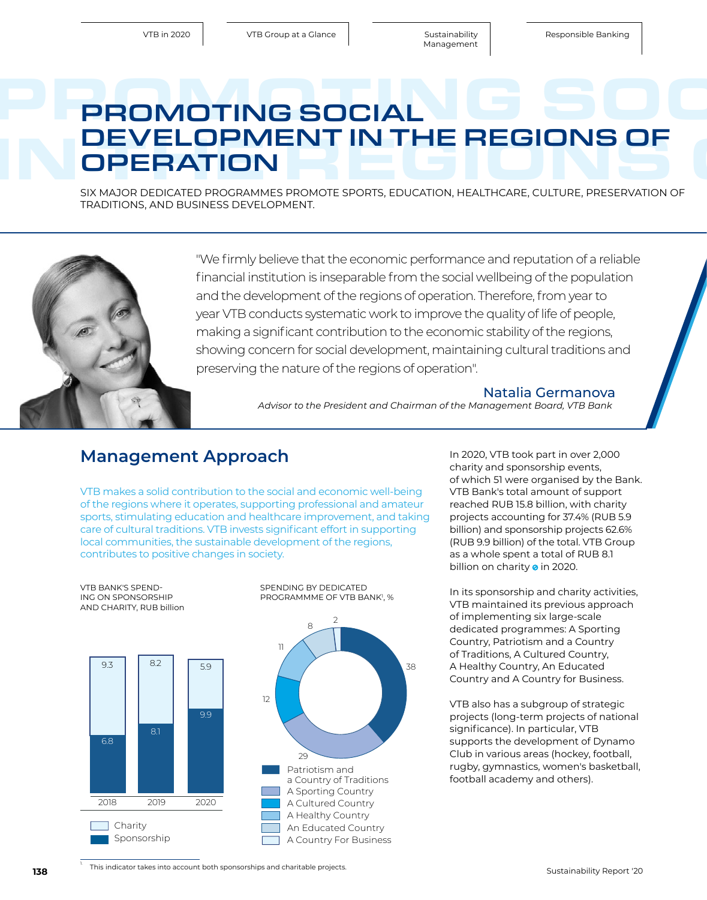# PROMOTING SOCIAL DEVELOPMENT IN THE REGIONS OF OPERATION

SIX MAJOR DEDICATED PROGRAMMES PROMOTE SPORTS, EDUCATION, HEALTHCARE, CULTURE, PRESERVATION OF TRADITIONS, AND BUSINESS DEVELOPMENT.

"We firmly believe that the economic performance and reputation of a reliable financial institution is inseparable from the social wellbeing of the population and the development of the regions of operation. Therefore, from year to year VTB conducts systematic work to improve the quality of life of people, making a significant contribution to the economic stability of the regions, showing concern for social development, maintaining cultural traditions and preserving the nature of the regions of operation".

**Natalia Germanova**
*Advisor to the President and Chairman of the Management Board, VTB Bank*

## Management Approach

VTB makes a solid contribution to the social and economic well-being of the regions where it operates, supporting professional and amateur sports, stimulating education and healthcare improvement, and taking care of cultural traditions. VTB invests significant effort in supporting local communities, the sustainable development of the regions, contributes to positive changes in society.

VTB BANK'S SPENDING ON SPONSORSHIP AND CHARITY, RUB billion

| | 2018 | 2019 | 2020 |
|---|---|---|---|
| Charity | 9.3 | 8.2 | 5.9 |
| Sponsorship | 6.8 | 8.1 | 9.9 |

SPENDING BY DEDICATED PROGRAMMME OF VTB BANK[1], %

| Programme | % |
|---|---|
| Patriotism and a Country of Traditions | 38 |
| A Sporting Country | 29 |
| A Cultured Country | 12 |
| A Healthy Country | 11 |
| An Educated Country | 8 |
| A Country For Business | 2 |

In 2020, VTB took part in over 2,000 charity and sponsorship events, of which 51 were organised by the Bank. VTB Bank's total amount of support reached RUB 15.8 billion, with charity projects accounting for 37.4% (RUB 5.9 billion) and sponsorship projects 62.6% (RUB 9.9 billion) of the total. VTB Group as a whole spent a total of RUB 8.1 billion on charity in 2020.

In its sponsorship and charity activities, VTB maintained its previous approach of implementing six large-scale dedicated programmes: A Sporting Country, Patriotism and a Country of Traditions, A Cultured Country, A Healthy Country, An Educated Country and A Country for Business.

VTB also has a subgroup of strategic projects (long-term projects of national significance). In particular, VTB supports the development of Dynamo Club in various areas (hockey, football, rugby, gymnastics, women's basketball, football academy and others).

[1] This indicator takes into account both sponsorships and charitable projects.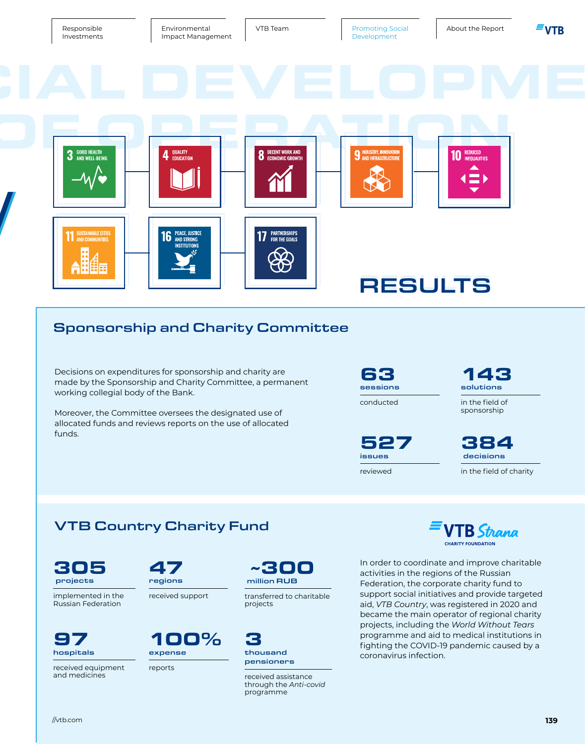3 GOOD HEALTH AND WELL-BEING

4 QUALITY EDUCATION

8 DECENT WORK AND ECONOMIC GROWTH

9 INDUSTRY, INNOVATION AND INFRASTRUCTURE

10 REDUCED INEQUALITIES

11 SUSTAINABLE CITIES AND COMMUNITIES

16 PEACE, JUSTICE AND STRONG INSTITUTIONS

17 PARTNERSHIPS FOR THE GOALS

# RESULTS

## Sponsorship and Charity Committee

Decisions on expenditures for sponsorship and charity are made by the Sponsorship and Charity Committee, a permanent working collegial body of the Bank.

Moreover, the Committee oversees the designated use of allocated funds and reviews reports on the use of allocated funds.

**63** sessions

conducted

**143** solutions

in the field of sponsorship

**527** issues

reviewed

**384** decisions

in the field of charity

## VTB Country Charity Fund

VTB Strana CHARITY FOUNDATION

**305** projects

implemented in the Russian Federation

**47** regions

received support

**~300** million RUB

transferred to charitable projects

**97** hospitals

received equipment and medicines

**100%** expense

reports

**3** thousand pensioners

received assistance through the *Anti-covid* programme

In order to coordinate and improve charitable activities in the regions of the Russian Federation, the corporate charity fund to support social initiatives and provide targeted aid, *VTB Country*, was registered in 2020 and became the main operator of regional charity projects, including the *World Without Tears* programme and aid to medical institutions in fighting the COVID-19 pandemic caused by a coronavirus infection.